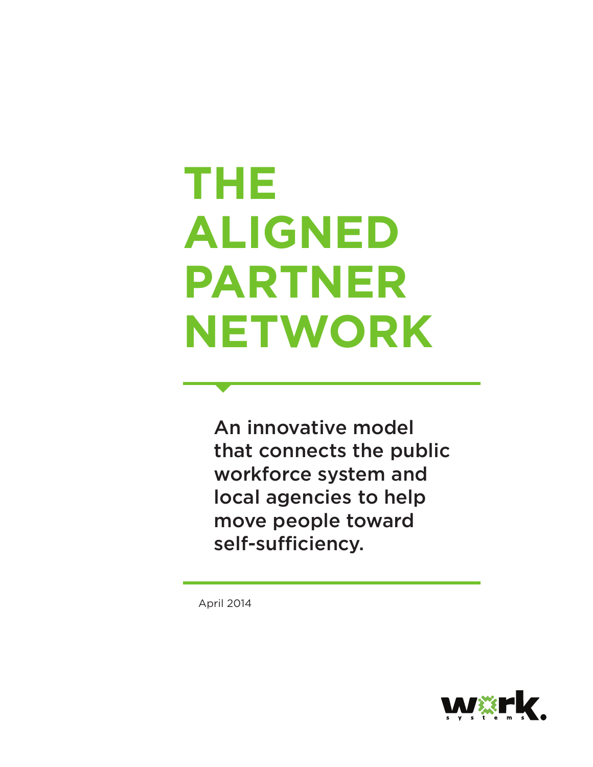# THE ALIGNED PARTNER NETWORK

An innovative model that connects the public workforce system and local agencies to help move people toward self-sufficiency.

April 2014

work systems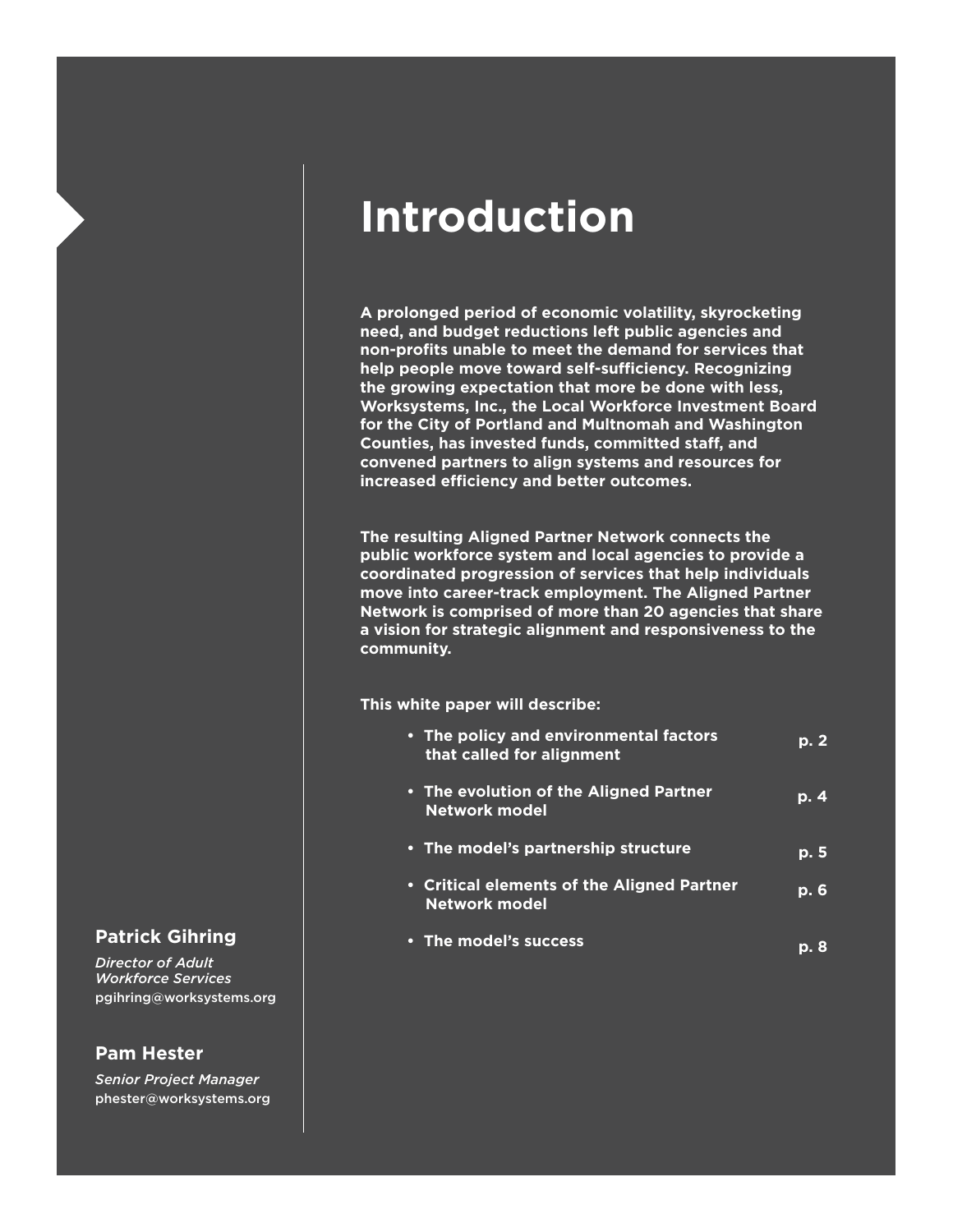# Introduction

**A prolonged period of economic volatility, skyrocketing need, and budget reductions left public agencies and non-profits unable to meet the demand for services that help people move toward self-sufficiency. Recognizing the growing expectation that more be done with less, Worksystems, Inc., the Local Workforce Investment Board for the City of Portland and Multnomah and Washington Counties, has invested funds, committed staff, and convened partners to align systems and resources for increased efficiency and better outcomes.**

**The resulting Aligned Partner Network connects the public workforce system and local agencies to provide a coordinated progression of services that help individuals move into career-track employment. The Aligned Partner Network is comprised of more than 20 agencies that share a vision for strategic alignment and responsiveness to the community.**

**This white paper will describe:**

- **The policy and environmental factors that called for alignment** — **p. 2**
- **The evolution of the Aligned Partner Network model** — **p. 4**
- **The model's partnership structure** — **p. 5**
- **Critical elements of the Aligned Partner Network model** — **p. 6**
- **The model's success** — **p. 8**

**Patrick Gihring**
*Director of Adult Workforce Services*
pgihring@worksystems.org

**Pam Hester**
*Senior Project Manager*
phester@worksystems.org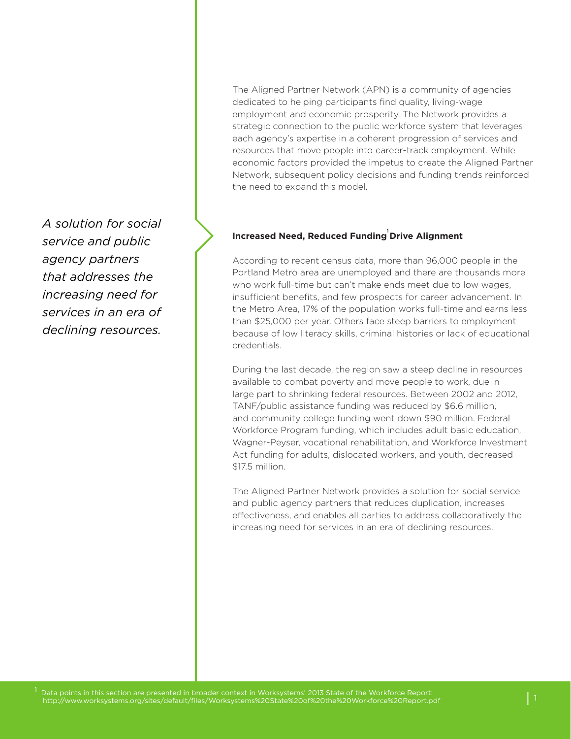*A solution for social service and public agency partners that addresses the increasing need for services in an era of declining resources.*

The Aligned Partner Network (APN) is a community of agencies dedicated to helping participants find quality, living-wage employment and economic prosperity. The Network provides a strategic connection to the public workforce system that leverages each agency's expertise in a coherent progression of services and resources that move people into career-track employment. While economic factors provided the impetus to create the Aligned Partner Network, subsequent policy decisions and funding trends reinforced the need to expand this model.

## Increased Need, Reduced Funding[1] Drive Alignment

According to recent census data, more than 96,000 people in the Portland Metro area are unemployed and there are thousands more who work full-time but can't make ends meet due to low wages, insufficient benefits, and few prospects for career advancement. In the Metro Area, 17% of the population works full-time and earns less than $25,000 per year. Others face steep barriers to employment because of low literacy skills, criminal histories or lack of educational credentials.

During the last decade, the region saw a steep decline in resources available to combat poverty and move people to work, due in large part to shrinking federal resources. Between 2002 and 2012, TANF/public assistance funding was reduced by $6.6 million, and community college funding went down $90 million. Federal Workforce Program funding, which includes adult basic education, Wagner-Peyser, vocational rehabilitation, and Workforce Investment Act funding for adults, dislocated workers, and youth, decreased $17.5 million.

The Aligned Partner Network provides a solution for social service and public agency partners that reduces duplication, increases effectiveness, and enables all parties to address collaboratively the increasing need for services in an era of declining resources.

[1] Data points in this section are presented in broader context in Worksystems' 2013 State of the Workforce Report: http://www.worksystems.org/sites/default/files/Worksystems%20State%20of%20the%20Workforce%20Report.pdf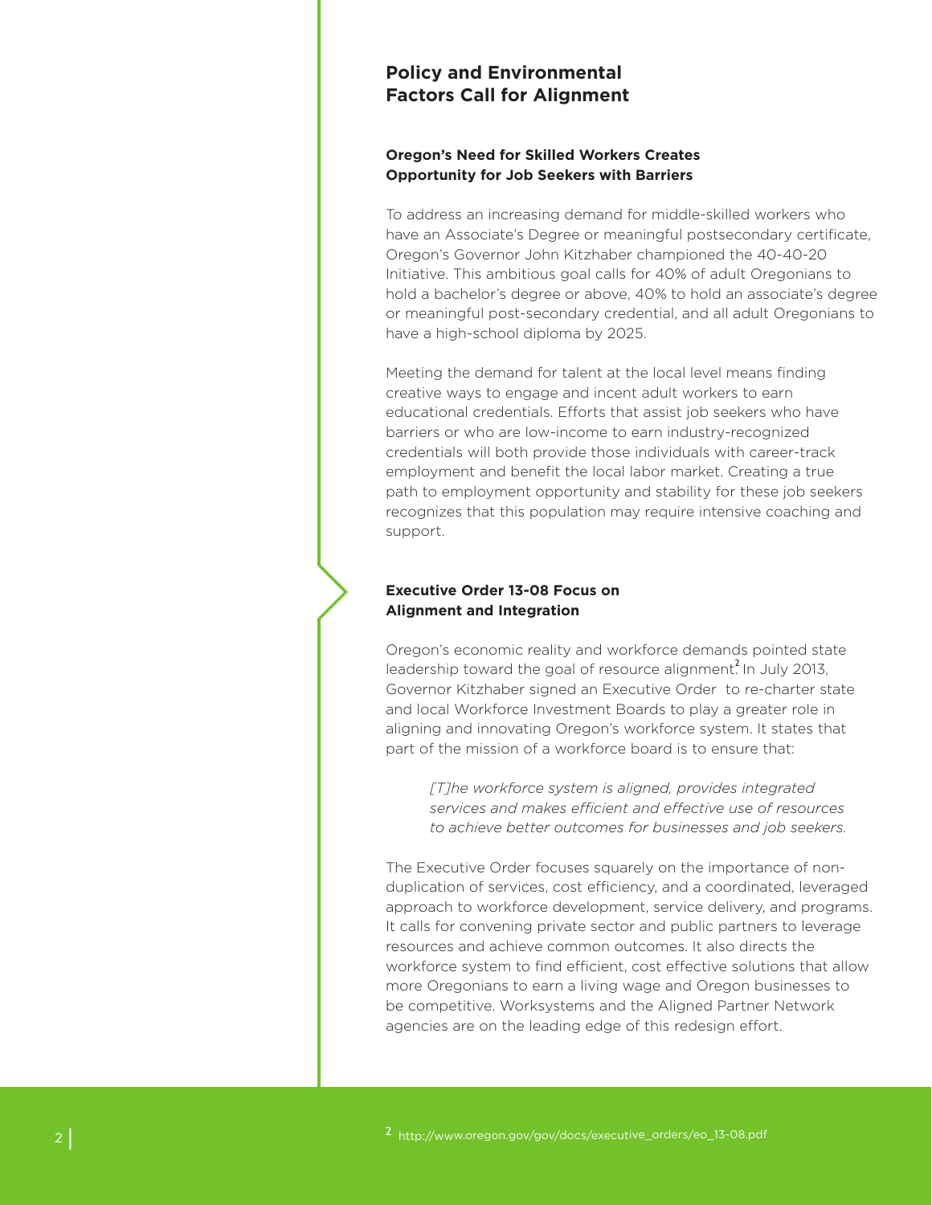## Policy and Environmental Factors Call for Alignment

### Oregon's Need for Skilled Workers Creates Opportunity for Job Seekers with Barriers

To address an increasing demand for middle-skilled workers who have an Associate's Degree or meaningful postsecondary certificate, Oregon's Governor John Kitzhaber championed the 40-40-20 Initiative. This ambitious goal calls for 40% of adult Oregonians to hold a bachelor's degree or above, 40% to hold an associate's degree or meaningful post-secondary credential, and all adult Oregonians to have a high-school diploma by 2025.

Meeting the demand for talent at the local level means finding creative ways to engage and incent adult workers to earn educational credentials. Efforts that assist job seekers who have barriers or who are low-income to earn industry-recognized credentials will both provide those individuals with career-track employment and benefit the local labor market. Creating a true path to employment opportunity and stability for these job seekers recognizes that this population may require intensive coaching and support.

### Executive Order 13-08 Focus on Alignment and Integration

Oregon's economic reality and workforce demands pointed state leadership toward the goal of resource alignment.[2] In July 2013, Governor Kitzhaber signed an Executive Order to re-charter state and local Workforce Investment Boards to play a greater role in aligning and innovating Oregon's workforce system. It states that part of the mission of a workforce board is to ensure that:

> *[T]he workforce system is aligned, provides integrated services and makes efficient and effective use of resources to achieve better outcomes for businesses and job seekers.*

The Executive Order focuses squarely on the importance of non-duplication of services, cost efficiency, and a coordinated, leveraged approach to workforce development, service delivery, and programs. It calls for convening private sector and public partners to leverage resources and achieve common outcomes. It also directs the workforce system to find efficient, cost effective solutions that allow more Oregonians to earn a living wage and Oregon businesses to be competitive. Worksystems and the Aligned Partner Network agencies are on the leading edge of this redesign effort.

[2] http://www.oregon.gov/gov/docs/executive_orders/eo_13-08.pdf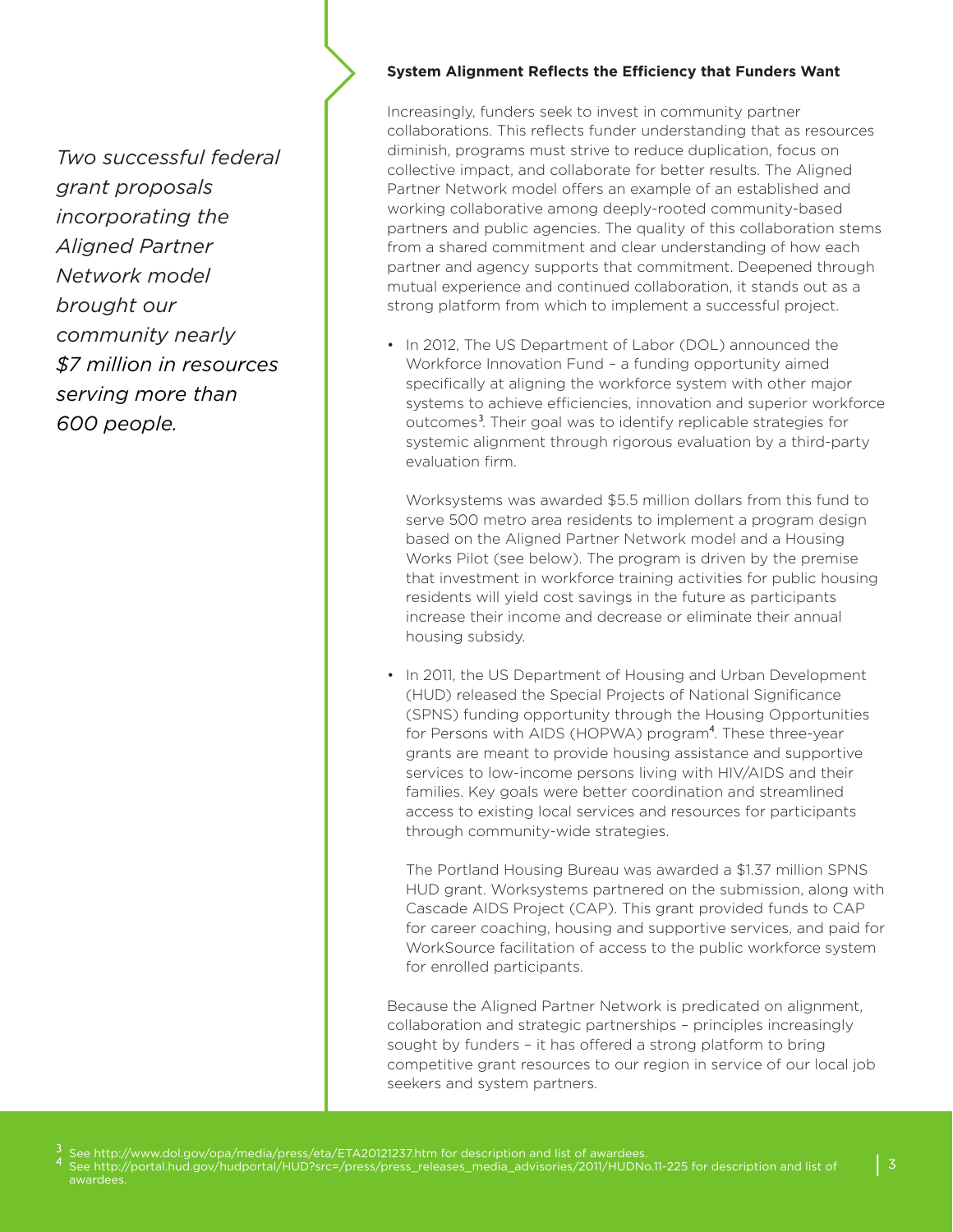*Two successful federal grant proposals incorporating the Aligned Partner Network model brought our community nearly $7 million in resources serving more than 600 people.*

**System Alignment Reflects the Efficiency that Funders Want**

Increasingly, funders seek to invest in community partner collaborations. This reflects funder understanding that as resources diminish, programs must strive to reduce duplication, focus on collective impact, and collaborate for better results. The Aligned Partner Network model offers an example of an established and working collaborative among deeply-rooted community-based partners and public agencies. The quality of this collaboration stems from a shared commitment and clear understanding of how each partner and agency supports that commitment. Deepened through mutual experience and continued collaboration, it stands out as a strong platform from which to implement a successful project.

- In 2012, The US Department of Labor (DOL) announced the Workforce Innovation Fund – a funding opportunity aimed specifically at aligning the workforce system with other major systems to achieve efficiencies, innovation and superior workforce outcomes[3]. Their goal was to identify replicable strategies for systemic alignment through rigorous evaluation by a third-party evaluation firm.

  Worksystems was awarded $5.5 million dollars from this fund to serve 500 metro area residents to implement a program design based on the Aligned Partner Network model and a Housing Works Pilot (see below). The program is driven by the premise that investment in workforce training activities for public housing residents will yield cost savings in the future as participants increase their income and decrease or eliminate their annual housing subsidy.

- In 2011, the US Department of Housing and Urban Development (HUD) released the Special Projects of National Significance (SPNS) funding opportunity through the Housing Opportunities for Persons with AIDS (HOPWA) program[4]. These three-year grants are meant to provide housing assistance and supportive services to low-income persons living with HIV/AIDS and their families. Key goals were better coordination and streamlined access to existing local services and resources for participants through community-wide strategies.

  The Portland Housing Bureau was awarded a $1.37 million SPNS HUD grant. Worksystems partnered on the submission, along with Cascade AIDS Project (CAP). This grant provided funds to CAP for career coaching, housing and supportive services, and paid for WorkSource facilitation of access to the public workforce system for enrolled participants.

Because the Aligned Partner Network is predicated on alignment, collaboration and strategic partnerships – principles increasingly sought by funders – it has offered a strong platform to bring competitive grant resources to our region in service of our local job seekers and system partners.

[3] See http://www.dol.gov/opa/media/press/eta/ETA20121237.htm for description and list of awardees.
[4] See http://portal.hud.gov/hudportal/HUD?src=/press/press_releases_media_advisories/2011/HUDNo.11-225 for description and list of awardees.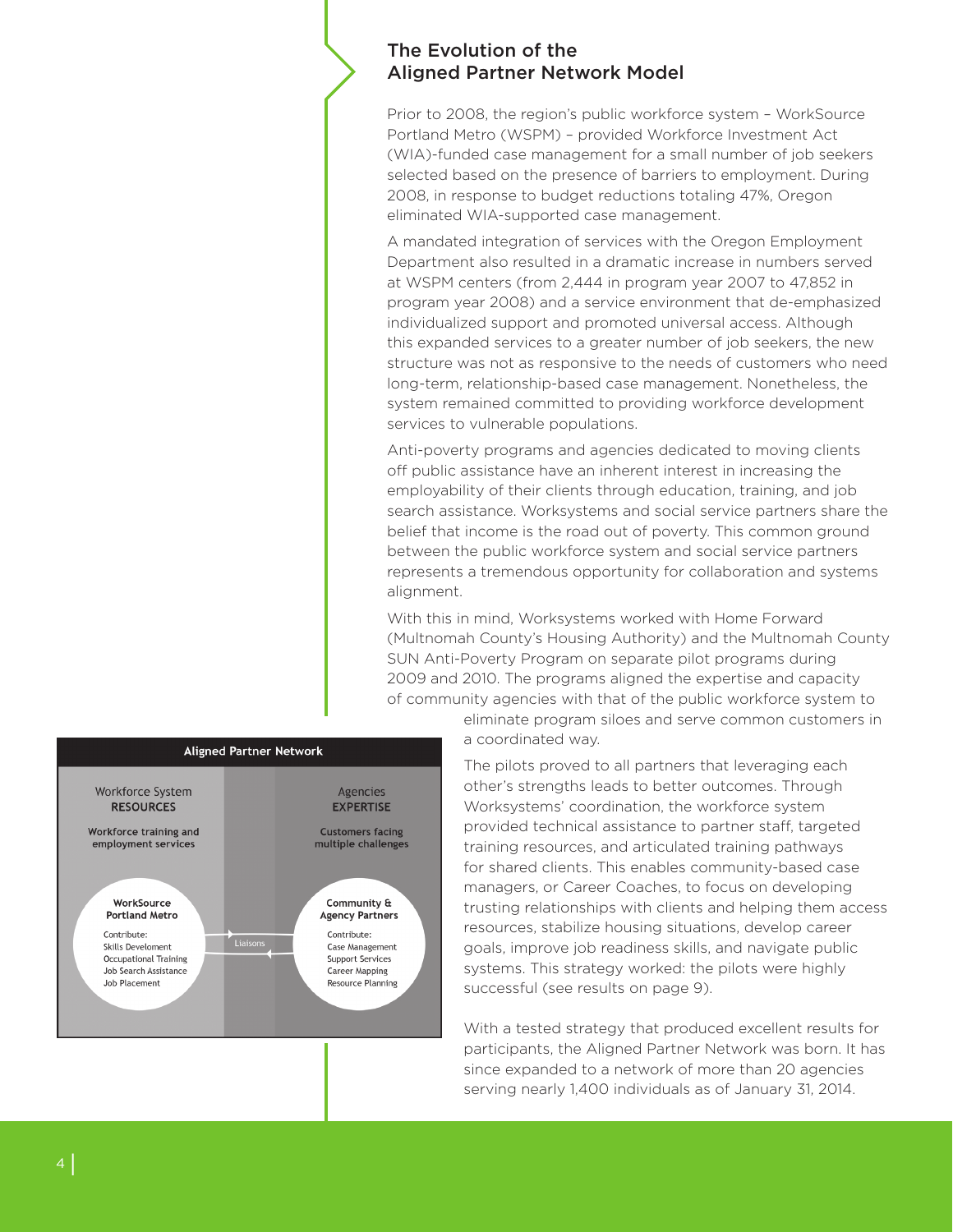## The Evolution of the Aligned Partner Network Model

Prior to 2008, the region's public workforce system – WorkSource Portland Metro (WSPM) – provided Workforce Investment Act (WIA)-funded case management for a small number of job seekers selected based on the presence of barriers to employment. During 2008, in response to budget reductions totaling 47%, Oregon eliminated WIA-supported case management.

A mandated integration of services with the Oregon Employment Department also resulted in a dramatic increase in numbers served at WSPM centers (from 2,444 in program year 2007 to 47,852 in program year 2008) and a service environment that de-emphasized individualized support and promoted universal access. Although this expanded services to a greater number of job seekers, the new structure was not as responsive to the needs of customers who need long-term, relationship-based case management. Nonetheless, the system remained committed to providing workforce development services to vulnerable populations.

Anti-poverty programs and agencies dedicated to moving clients off public assistance have an inherent interest in increasing the employability of their clients through education, training, and job search assistance. Worksystems and social service partners share the belief that income is the road out of poverty. This common ground between the public workforce system and social service partners represents a tremendous opportunity for collaboration and systems alignment.

With this in mind, Worksystems worked with Home Forward (Multnomah County's Housing Authority) and the Multnomah County SUN Anti-Poverty Program on separate pilot programs during 2009 and 2010. The programs aligned the expertise and capacity of community agencies with that of the public workforce system to eliminate program siloes and serve common customers in a coordinated way.

**Aligned Partner Network**

| Workforce System RESOURCES | | Agencies EXPERTISE |
|---|---|---|
| Workforce training and employment services | | Customers facing multiple challenges |
| **WorkSource Portland Metro** Contribute: Skills Develoment, Occupational Training, Job Search Assistance, Job Placement | Liaisons | **Community & Agency Partners** Contribute: Case Management, Support Services, Career Mapping, Resource Planning |

The pilots proved to all partners that leveraging each other's strengths leads to better outcomes. Through Worksystems' coordination, the workforce system provided technical assistance to partner staff, targeted training resources, and articulated training pathways for shared clients. This enables community-based case managers, or Career Coaches, to focus on developing trusting relationships with clients and helping them access resources, stabilize housing situations, develop career goals, improve job readiness skills, and navigate public systems. This strategy worked: the pilots were highly successful (see results on page 9).

With a tested strategy that produced excellent results for participants, the Aligned Partner Network was born. It has since expanded to a network of more than 20 agencies serving nearly 1,400 individuals as of January 31, 2014.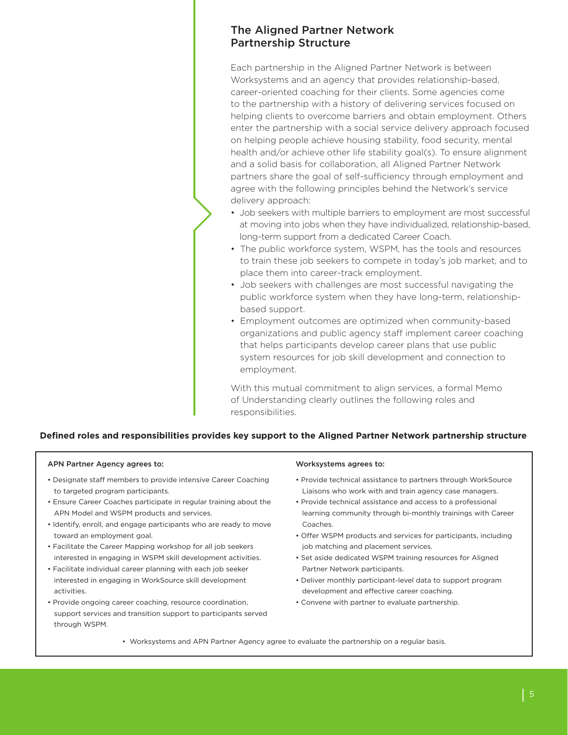## The Aligned Partner Network Partnership Structure

Each partnership in the Aligned Partner Network is between Worksystems and an agency that provides relationship-based, career-oriented coaching for their clients. Some agencies come to the partnership with a history of delivering services focused on helping clients to overcome barriers and obtain employment. Others enter the partnership with a social service delivery approach focused on helping people achieve housing stability, food security, mental health and/or achieve other life stability goal(s). To ensure alignment and a solid basis for collaboration, all Aligned Partner Network partners share the goal of self-sufficiency through employment and agree with the following principles behind the Network's service delivery approach:

- Job seekers with multiple barriers to employment are most successful at moving into jobs when they have individualized, relationship-based, long-term support from a dedicated Career Coach.
- The public workforce system, WSPM, has the tools and resources to train these job seekers to compete in today's job market, and to place them into career-track employment.
- Job seekers with challenges are most successful navigating the public workforce system when they have long-term, relationship-based support.
- Employment outcomes are optimized when community-based organizations and public agency staff implement career coaching that helps participants develop career plans that use public system resources for job skill development and connection to employment.

With this mutual commitment to align services, a formal Memo of Understanding clearly outlines the following roles and responsibilities.

**Defined roles and responsibilities provides key support to the Aligned Partner Network partnership structure**

**APN Partner Agency agrees to:**

- Designate staff members to provide intensive Career Coaching to targeted program participants.
- Ensure Career Coaches participate in regular training about the APN Model and WSPM products and services.
- Identify, enroll, and engage participants who are ready to move toward an employment goal.
- Facilitate the Career Mapping workshop for all job seekers interested in engaging in WSPM skill development activities.
- Facilitate individual career planning with each job seeker interested in engaging in WorkSource skill development activities.
- Provide ongoing career coaching, resource coordination, support services and transition support to participants served through WSPM.

**Worksystems agrees to:**

- Provide technical assistance to partners through WorkSource Liaisons who work with and train agency case managers.
- Provide technical assistance and access to a professional learning community through bi-monthly trainings with Career Coaches.
- Offer WSPM products and services for participants, including job matching and placement services.
- Set aside dedicated WSPM training resources for Aligned Partner Network participants.
- Deliver monthly participant-level data to support program development and effective career coaching.
- Convene with partner to evaluate partnership.

- Worksystems and APN Partner Agency agree to evaluate the partnership on a regular basis.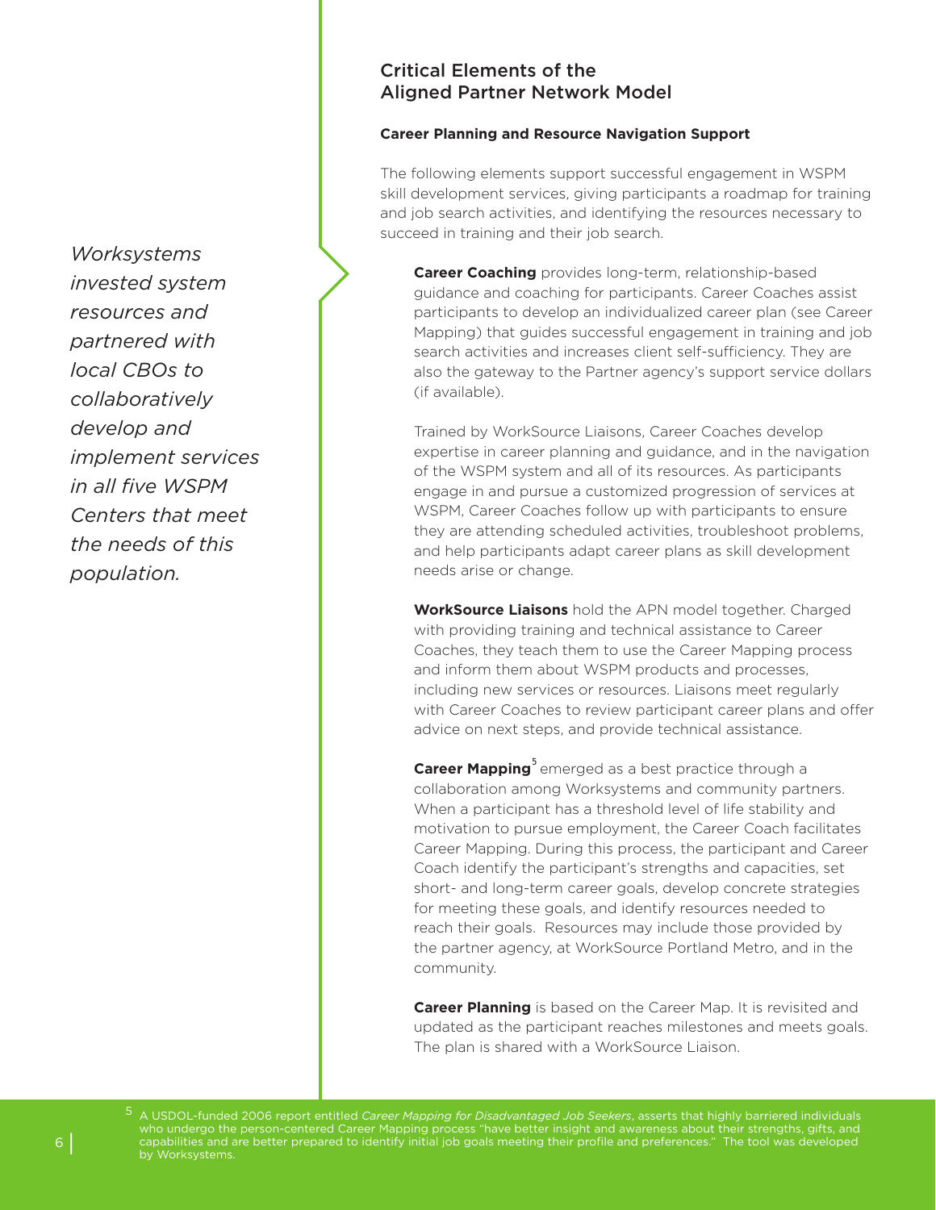*Worksystems invested system resources and partnered with local CBOs to collaboratively develop and implement services in all five WSPM Centers that meet the needs of this population.*

## Critical Elements of the Aligned Partner Network Model

**Career Planning and Resource Navigation Support**

The following elements support successful engagement in WSPM skill development services, giving participants a roadmap for training and job search activities, and identifying the resources necessary to succeed in training and their job search.

**Career Coaching** provides long-term, relationship-based guidance and coaching for participants. Career Coaches assist participants to develop an individualized career plan (see Career Mapping) that guides successful engagement in training and job search activities and increases client self-sufficiency. They are also the gateway to the Partner agency's support service dollars (if available).

Trained by WorkSource Liaisons, Career Coaches develop expertise in career planning and guidance, and in the navigation of the WSPM system and all of its resources. As participants engage in and pursue a customized progression of services at WSPM, Career Coaches follow up with participants to ensure they are attending scheduled activities, troubleshoot problems, and help participants adapt career plans as skill development needs arise or change.

**WorkSource Liaisons** hold the APN model together. Charged with providing training and technical assistance to Career Coaches, they teach them to use the Career Mapping process and inform them about WSPM products and processes, including new services or resources. Liaisons meet regularly with Career Coaches to review participant career plans and offer advice on next steps, and provide technical assistance.

**Career Mapping**[5] emerged as a best practice through a collaboration among Worksystems and community partners. When a participant has a threshold level of life stability and motivation to pursue employment, the Career Coach facilitates Career Mapping. During this process, the participant and Career Coach identify the participant's strengths and capacities, set short- and long-term career goals, develop concrete strategies for meeting these goals, and identify resources needed to reach their goals. Resources may include those provided by the partner agency, at WorkSource Portland Metro, and in the community.

**Career Planning** is based on the Career Map. It is revisited and updated as the participant reaches milestones and meets goals. The plan is shared with a WorkSource Liaison.

[5] A USDOL-funded 2006 report entitled *Career Mapping for Disadvantaged Job Seekers*, asserts that highly barriered individuals who undergo the person-centered Career Mapping process "have better insight and awareness about their strengths, gifts, and capabilities and are better prepared to identify initial job goals meeting their profile and preferences." The tool was developed by Worksystems.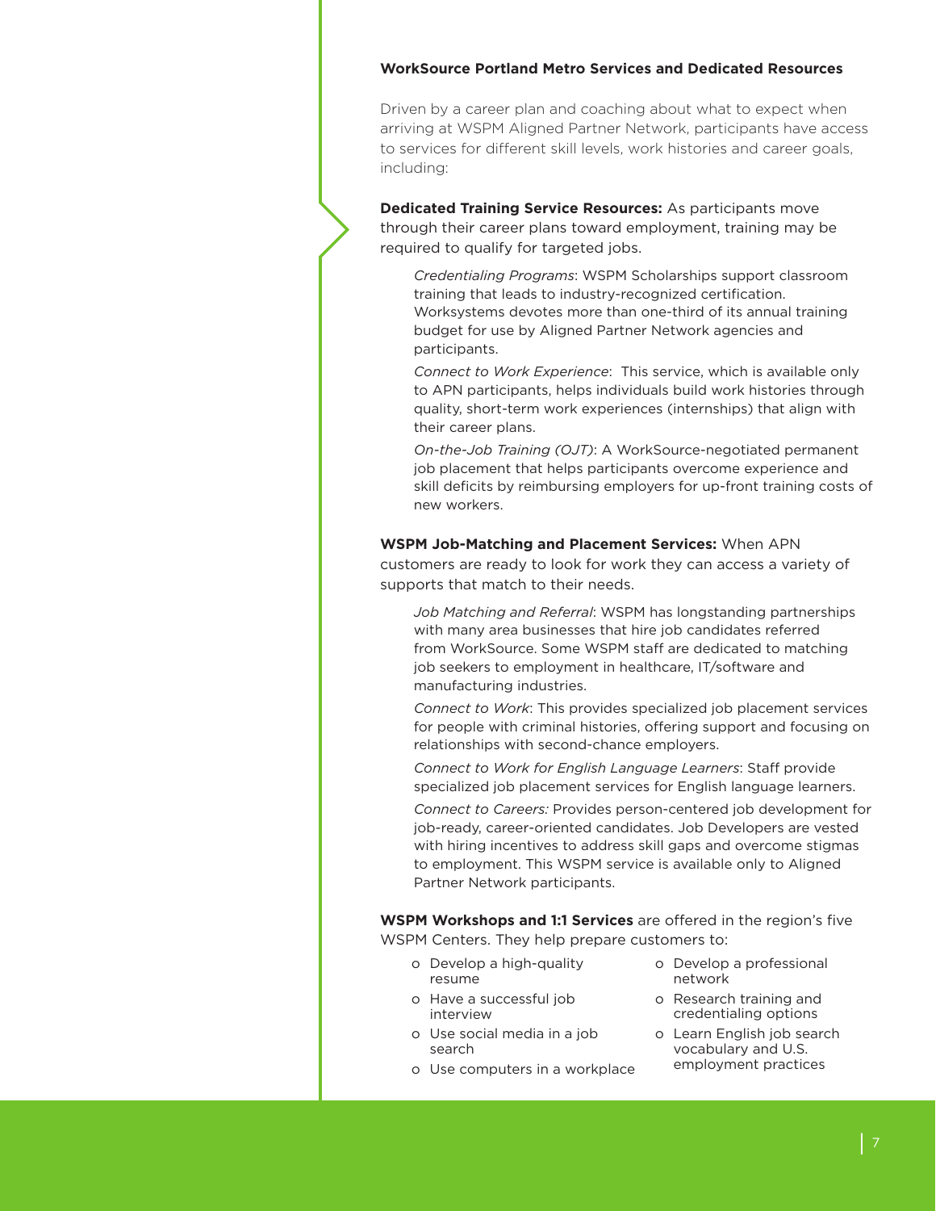**WorkSource Portland Metro Services and Dedicated Resources**

Driven by a career plan and coaching about what to expect when arriving at WSPM Aligned Partner Network, participants have access to services for different skill levels, work histories and career goals, including:

**Dedicated Training Service Resources:** As participants move through their career plans toward employment, training may be required to qualify for targeted jobs.

*Credentialing Programs*: WSPM Scholarships support classroom training that leads to industry-recognized certification. Worksystems devotes more than one-third of its annual training budget for use by Aligned Partner Network agencies and participants.

*Connect to Work Experience*: This service, which is available only to APN participants, helps individuals build work histories through quality, short-term work experiences (internships) that align with their career plans.

*On-the-Job Training (OJT)*: A WorkSource-negotiated permanent job placement that helps participants overcome experience and skill deficits by reimbursing employers for up-front training costs of new workers.

**WSPM Job-Matching and Placement Services:** When APN customers are ready to look for work they can access a variety of supports that match to their needs.

*Job Matching and Referral*: WSPM has longstanding partnerships with many area businesses that hire job candidates referred from WorkSource. Some WSPM staff are dedicated to matching job seekers to employment in healthcare, IT/software and manufacturing industries.

*Connect to Work*: This provides specialized job placement services for people with criminal histories, offering support and focusing on relationships with second-chance employers.

*Connect to Work for English Language Learners*: Staff provide specialized job placement services for English language learners.

*Connect to Careers:* Provides person-centered job development for job-ready, career-oriented candidates. Job Developers are vested with hiring incentives to address skill gaps and overcome stigmas to employment. This WSPM service is available only to Aligned Partner Network participants.

**WSPM Workshops and 1:1 Services** are offered in the region's five WSPM Centers. They help prepare customers to:

- Develop a high-quality resume
- Have a successful job interview
- Use social media in a job search
- Use computers in a workplace
- Develop a professional network
- Research training and credentialing options
- Learn English job search vocabulary and U.S. employment practices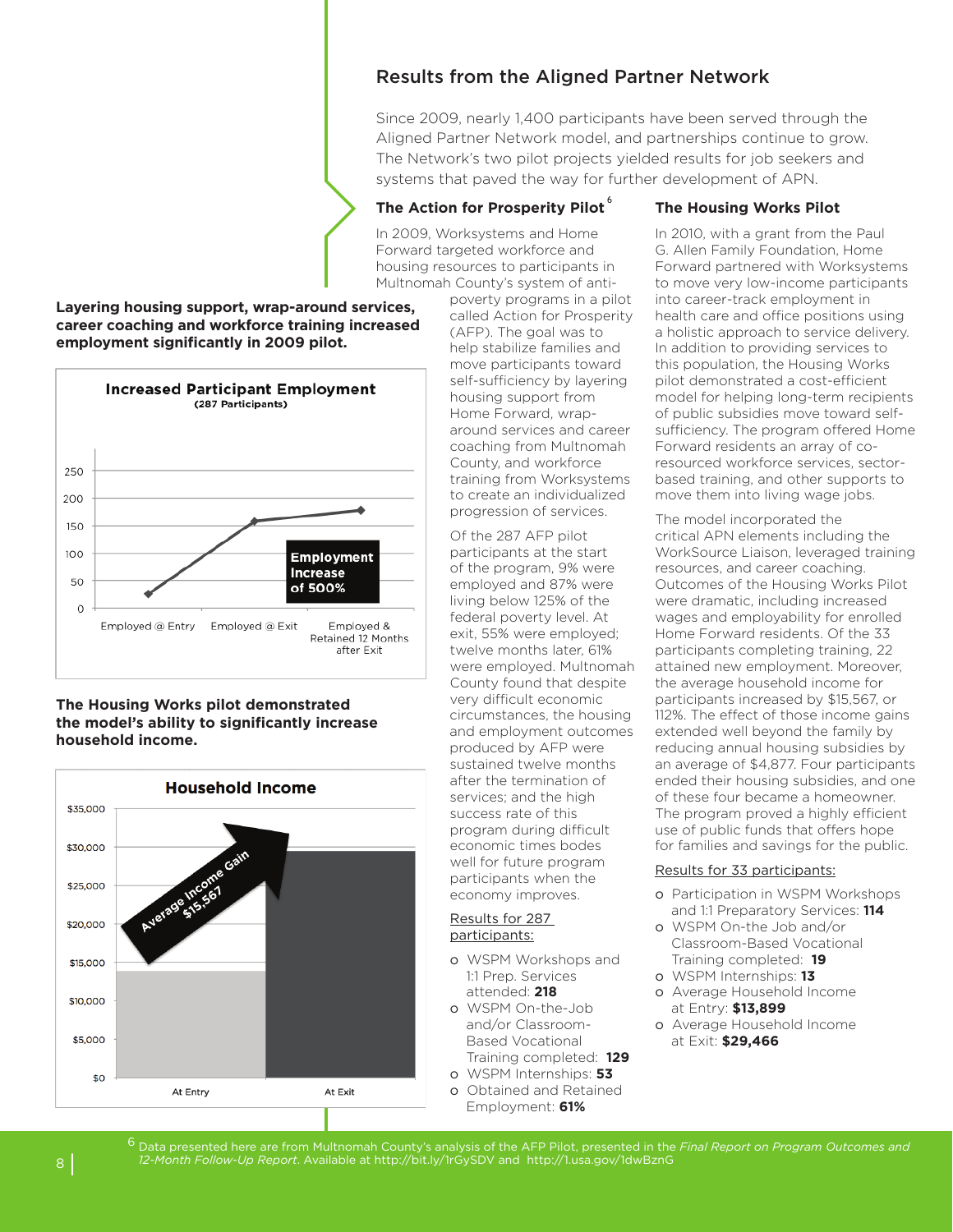## Results from the Aligned Partner Network

Since 2009, nearly 1,400 participants have been served through the Aligned Partner Network model, and partnerships continue to grow. The Network's two pilot projects yielded results for job seekers and systems that paved the way for further development of APN.

### The Action for Prosperity Pilot[6]

In 2009, Worksystems and Home Forward targeted workforce and housing resources to participants in Multnomah County's system of anti-poverty programs in a pilot called Action for Prosperity (AFP). The goal was to help stabilize families and move participants toward self-sufficiency by layering housing support from Home Forward, wrap-around services and career coaching from Multnomah County, and workforce training from Worksystems to create an individualized progression of services.

Of the 287 AFP pilot participants at the start of the program, 9% were employed and 87% were living below 125% of the federal poverty level. At exit, 55% were employed; twelve months later, 61% were employed. Multnomah County found that despite very difficult economic circumstances, the housing and employment outcomes produced by AFP were sustained twelve months after the termination of services; and the high success rate of this program during difficult economic times bodes well for future program participants when the economy improves.

Results for 287 participants:

- WSPM Workshops and 1:1 Prep. Services attended: **218**
- WSPM On-the-Job and/or Classroom-Based Vocational Training completed: **129**
- WSPM Internships: **53**
- Obtained and Retained Employment: **61%**

**Layering housing support, wrap-around services, career coaching and workforce training increased employment significantly in 2009 pilot.**

**Increased Participant Employment**
(287 Participants)

| | Employed @ Entry | Employed @ Exit | Employed & Retained 12 Months after Exit |
|---|---|---|---|
| Participants | ~26 | ~158 | ~176 |

Employment Increase of 500%

### The Housing Works Pilot

In 2010, with a grant from the Paul G. Allen Family Foundation, Home Forward partnered with Worksystems to move very low-income participants into career-track employment in health care and office positions using a holistic approach to service delivery. In addition to providing services to this population, the Housing Works pilot demonstrated a cost-efficient model for helping long-term recipients of public subsidies move toward self-sufficiency. The program offered Home Forward residents an array of co-resourced workforce services, sector-based training, and other supports to move them into living wage jobs.

The model incorporated the critical APN elements including the WorkSource Liaison, leveraged training resources, and career coaching. Outcomes of the Housing Works Pilot were dramatic, including increased wages and employability for enrolled Home Forward residents. Of the 33 participants completing training, 22 attained new employment. Moreover, the average household income for participants increased by $15,567, or 112%. The effect of those income gains extended well beyond the family by reducing annual housing subsidies by an average of $4,877. Four participants ended their housing subsidies, and one of these four became a homeowner. The program proved a highly efficient use of public funds that offers hope for families and savings for the public.

Results for 33 participants:

- Participation in WSPM Workshops and 1:1 Preparatory Services: **114**
- WSPM On-the Job and/or Classroom-Based Vocational Training completed: **19**
- WSPM Internships: **13**
- Average Household Income at Entry: **$13,899**
- Average Household Income at Exit: **$29,466**

**The Housing Works pilot demonstrated the model's ability to significantly increase household income.**

**Household Income**

| | At Entry | At Exit |
|---|---|---|
| Household Income | $13,899 | $29,466 |

Average Income Gain $15,567

[6] Data presented here are from Multnomah County's analysis of the AFP Pilot, presented in the *Final Report on Program Outcomes and 12-Month Follow-Up Report*. Available at http://bit.ly/1rGySDV and http://1.usa.gov/1dwBznG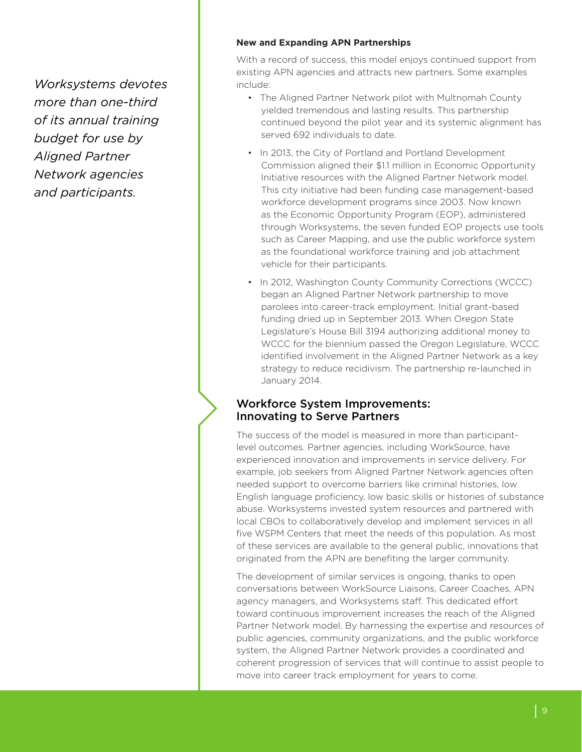*Worksystems devotes more than one-third of its annual training budget for use by Aligned Partner Network agencies and participants.*

**New and Expanding APN Partnerships**

With a record of success, this model enjoys continued support from existing APN agencies and attracts new partners. Some examples include:

- The Aligned Partner Network pilot with Multnomah County yielded tremendous and lasting results. This partnership continued beyond the pilot year and its systemic alignment has served 692 individuals to date.
- In 2013, the City of Portland and Portland Development Commission aligned their $1.1 million in Economic Opportunity Initiative resources with the Aligned Partner Network model. This city initiative had been funding case management-based workforce development programs since 2003. Now known as the Economic Opportunity Program (EOP), administered through Worksystems, the seven funded EOP projects use tools such as Career Mapping, and use the public workforce system as the foundational workforce training and job attachment vehicle for their participants.
- In 2012, Washington County Community Corrections (WCCC) began an Aligned Partner Network partnership to move parolees into career-track employment. Initial grant-based funding dried up in September 2013. When Oregon State Legislature's House Bill 3194 authorizing additional money to WCCC for the biennium passed the Oregon Legislature, WCCC identified involvement in the Aligned Partner Network as a key strategy to reduce recidivism. The partnership re-launched in January 2014.

## Workforce System Improvements: Innovating to Serve Partners

The success of the model is measured in more than participant-level outcomes. Partner agencies, including WorkSource, have experienced innovation and improvements in service delivery. For example, job seekers from Aligned Partner Network agencies often needed support to overcome barriers like criminal histories, low English language proficiency, low basic skills or histories of substance abuse. Worksystems invested system resources and partnered with local CBOs to collaboratively develop and implement services in all five WSPM Centers that meet the needs of this population. As most of these services are available to the general public, innovations that originated from the APN are benefiting the larger community.

The development of similar services is ongoing, thanks to open conversations between WorkSource Liaisons, Career Coaches, APN agency managers, and Worksystems staff. This dedicated effort toward continuous improvement increases the reach of the Aligned Partner Network model. By harnessing the expertise and resources of public agencies, community organizations, and the public workforce system, the Aligned Partner Network provides a coordinated and coherent progression of services that will continue to assist people to move into career track employment for years to come.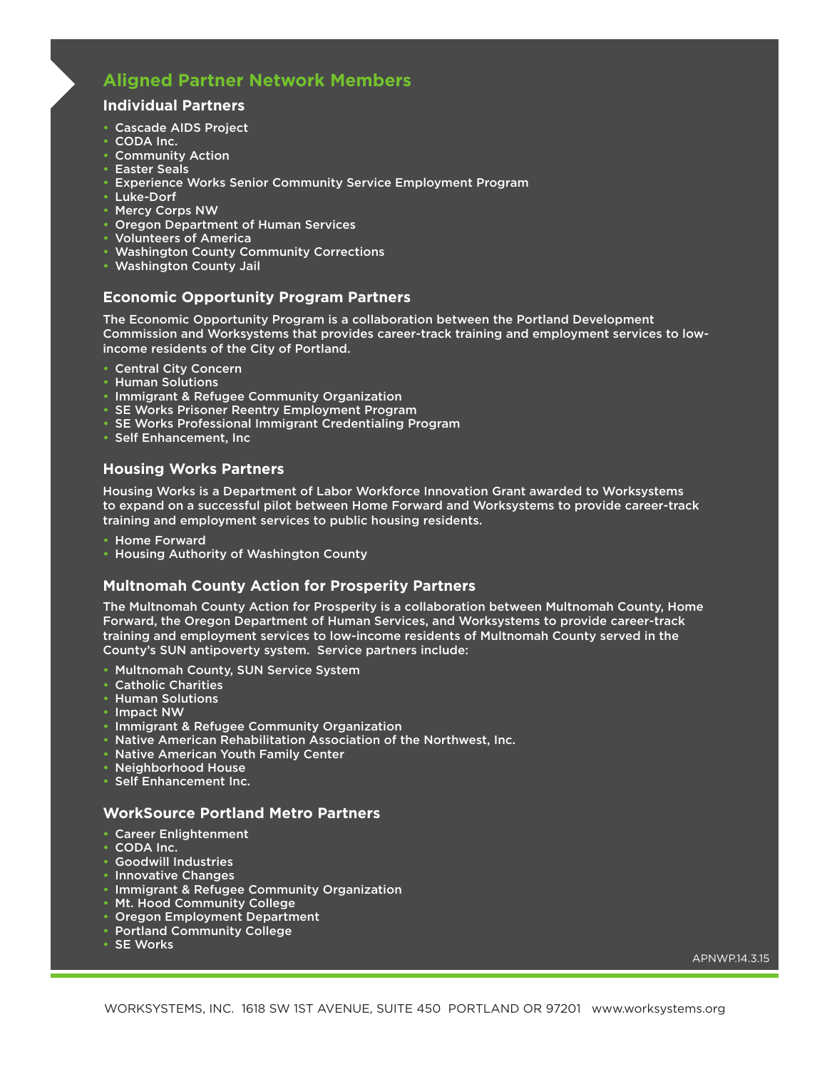## Aligned Partner Network Members

### Individual Partners

- Cascade AIDS Project
- CODA Inc.
- Community Action
- Easter Seals
- Experience Works Senior Community Service Employment Program
- Luke-Dorf
- Mercy Corps NW
- Oregon Department of Human Services
- Volunteers of America
- Washington County Community Corrections
- Washington County Jail

### Economic Opportunity Program Partners

The Economic Opportunity Program is a collaboration between the Portland Development Commission and Worksystems that provides career-track training and employment services to low-income residents of the City of Portland.

- Central City Concern
- Human Solutions
- Immigrant & Refugee Community Organization
- SE Works Prisoner Reentry Employment Program
- SE Works Professional Immigrant Credentialing Program
- Self Enhancement, Inc

### Housing Works Partners

Housing Works is a Department of Labor Workforce Innovation Grant awarded to Worksystems to expand on a successful pilot between Home Forward and Worksystems to provide career-track training and employment services to public housing residents.

- Home Forward
- Housing Authority of Washington County

### Multnomah County Action for Prosperity Partners

The Multnomah County Action for Prosperity is a collaboration between Multnomah County, Home Forward, the Oregon Department of Human Services, and Worksystems to provide career-track training and employment services to low-income residents of Multnomah County served in the County's SUN antipoverty system. Service partners include:

- Multnomah County, SUN Service System
- Catholic Charities
- Human Solutions
- Impact NW
- Immigrant & Refugee Community Organization
- Native American Rehabilitation Association of the Northwest, Inc.
- Native American Youth Family Center
- Neighborhood House
- Self Enhancement Inc.

### WorkSource Portland Metro Partners

- Career Enlightenment
- CODA Inc.
- Goodwill Industries
- Innovative Changes
- Immigrant & Refugee Community Organization
- Mt. Hood Community College
- Oregon Employment Department
- Portland Community College
- SE Works

APNWP.14.3.15

WORKSYSTEMS, INC. 1618 SW 1ST AVENUE, SUITE 450 PORTLAND OR 97201 www.worksystems.org